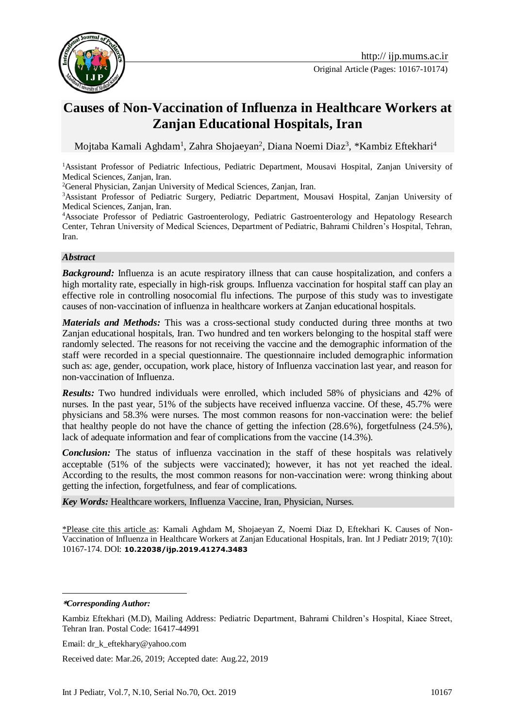Original Article (Pages: 10167-10174)

# Causes of Non-Vaccination of Influenza in Healthcare Workers at Zanjan Educational Hospitals, Iran

Mojtaba Kamali Aghdam[1], Zahra Shojaeyan[2], Diana Noemi Diaz[3], *Kambiz Eftekhari[4]

[1]Assistant Professor of Pediatric Infectious, Pediatric Department, Mousavi Hospital, Zanjan University of Medical Sciences, Zanjan, Iran.

[2]General Physician, Zanjan University of Medical Sciences, Zanjan, Iran.

[3]Assistant Professor of Pediatric Surgery, Pediatric Department, Mousavi Hospital, Zanjan University of Medical Sciences, Zanjan, Iran.

[4]Associate Professor of Pediatric Gastroenterology, Pediatric Gastroenterology and Hepatology Research Center, Tehran University of Medical Sciences, Department of Pediatric, Bahrami Children's Hospital, Tehran, Iran.

## *Abstract*

***Background:*** Influenza is an acute respiratory illness that can cause hospitalization, and confers a high mortality rate, especially in high-risk groups. Influenza vaccination for hospital staff can play an effective role in controlling nosocomial flu infections. The purpose of this study was to investigate causes of non-vaccination of influenza in healthcare workers at Zanjan educational hospitals.

***Materials and Methods:*** This was a cross-sectional study conducted during three months at two Zanjan educational hospitals, Iran. Two hundred and ten workers belonging to the hospital staff were randomly selected. The reasons for not receiving the vaccine and the demographic information of the staff were recorded in a special questionnaire. The questionnaire included demographic information such as: age, gender, occupation, work place, history of Influenza vaccination last year, and reason for non-vaccination of Influenza.

***Results:*** Two hundred individuals were enrolled, which included 58% of physicians and 42% of nurses. In the past year, 51% of the subjects have received influenza vaccine. Of these, 45.7% were physicians and 58.3% were nurses. The most common reasons for non-vaccination were: the belief that healthy people do not have the chance of getting the infection (28.6%), forgetfulness (24.5%), lack of adequate information and fear of complications from the vaccine (14.3%).

***Conclusion:*** The status of influenza vaccination in the staff of these hospitals was relatively acceptable (51% of the subjects were vaccinated); however, it has not yet reached the ideal. According to the results, the most common reasons for non-vaccination were: wrong thinking about getting the infection, forgetfulness, and fear of complications.

***Key Words:*** Healthcare workers, Influenza Vaccine, Iran, Physician, Nurses.

\*Please cite this article as: Kamali Aghdam M, Shojaeyan Z, Noemi Diaz D, Eftekhari K. Causes of Non-Vaccination of Influenza in Healthcare Workers at Zanjan Educational Hospitals, Iran. Int J Pediatr 2019; 7(10): 10167-174. DOI: **10.22038/ijp.2019.41274.3483**

---

***\*Corresponding Author:***

Kambiz Eftekhari (M.D), Mailing Address: Pediatric Department, Bahrami Children's Hospital, Kiaee Street, Tehran Iran. Postal Code: 16417-44991

Email: dr_k_eftekhary@yahoo.com

Received date: Mar.26, 2019; Accepted date: Aug.22, 2019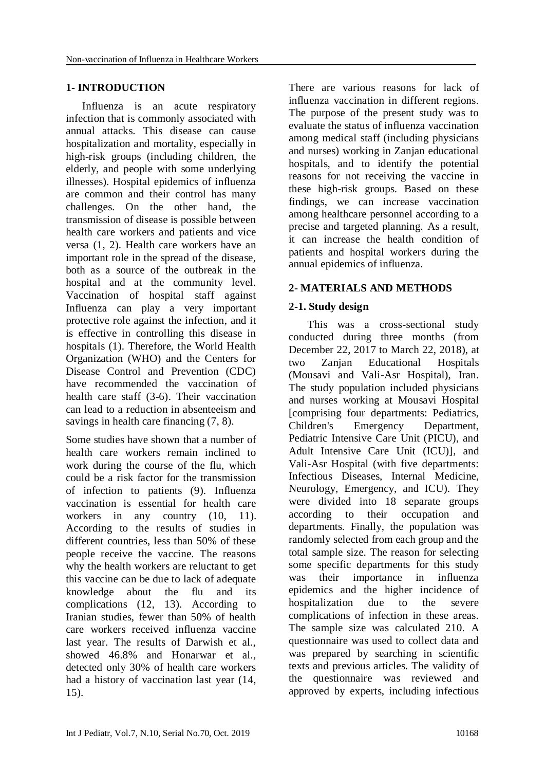## 1- INTRODUCTION

Influenza is an acute respiratory infection that is commonly associated with annual attacks. This disease can cause hospitalization and mortality, especially in high-risk groups (including children, the elderly, and people with some underlying illnesses). Hospital epidemics of influenza are common and their control has many challenges. On the other hand, the transmission of disease is possible between health care workers and patients and vice versa (1, 2). Health care workers have an important role in the spread of the disease, both as a source of the outbreak in the hospital and at the community level. Vaccination of hospital staff against Influenza can play a very important protective role against the infection, and it is effective in controlling this disease in hospitals (1). Therefore, the World Health Organization (WHO) and the Centers for Disease Control and Prevention (CDC) have recommended the vaccination of health care staff (3-6). Their vaccination can lead to a reduction in absenteeism and savings in health care financing (7, 8).

Some studies have shown that a number of health care workers remain inclined to work during the course of the flu, which could be a risk factor for the transmission of infection to patients (9). Influenza vaccination is essential for health care workers in any country (10, 11). According to the results of studies in different countries, less than 50% of these people receive the vaccine. The reasons why the health workers are reluctant to get this vaccine can be due to lack of adequate knowledge about the flu and its complications (12, 13). According to Iranian studies, fewer than 50% of health care workers received influenza vaccine last year. The results of Darwish et al., showed 46.8% and Honarwar et al., detected only 30% of health care workers had a history of vaccination last year (14, 15).

There are various reasons for lack of influenza vaccination in different regions. The purpose of the present study was to evaluate the status of influenza vaccination among medical staff (including physicians and nurses) working in Zanjan educational hospitals, and to identify the potential reasons for not receiving the vaccine in these high-risk groups. Based on these findings, we can increase vaccination among healthcare personnel according to a precise and targeted planning. As a result, it can increase the health condition of patients and hospital workers during the annual epidemics of influenza.

## 2- MATERIALS AND METHODS

### 2-1. Study design

This was a cross-sectional study conducted during three months (from December 22, 2017 to March 22, 2018), at two Zanjan Educational Hospitals (Mousavi and Vali-Asr Hospital), Iran. The study population included physicians and nurses working at Mousavi Hospital [comprising four departments: Pediatrics, Children's Emergency Department, Pediatric Intensive Care Unit (PICU), and Adult Intensive Care Unit (ICU)], and Vali-Asr Hospital (with five departments: Infectious Diseases, Internal Medicine, Neurology, Emergency, and ICU). They were divided into 18 separate groups according to their occupation and departments. Finally, the population was randomly selected from each group and the total sample size. The reason for selecting some specific departments for this study was their importance in influenza epidemics and the higher incidence of hospitalization due to the severe complications of infection in these areas. The sample size was calculated 210. A questionnaire was used to collect data and was prepared by searching in scientific texts and previous articles. The validity of the questionnaire was reviewed and approved by experts, including infectious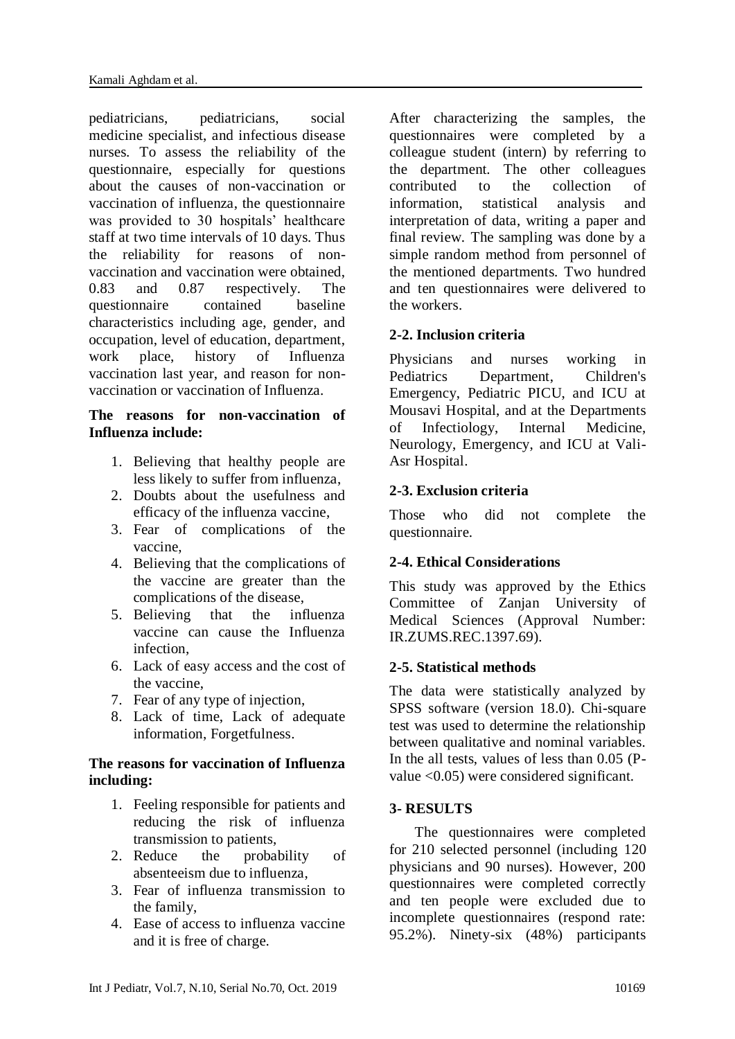pediatricians, pediatricians, social medicine specialist, and infectious disease nurses. To assess the reliability of the questionnaire, especially for questions about the causes of non-vaccination or vaccination of influenza, the questionnaire was provided to 30 hospitals' healthcare staff at two time intervals of 10 days. Thus the reliability for reasons of non-vaccination and vaccination were obtained, 0.83 and 0.87 respectively. The questionnaire contained baseline characteristics including age, gender, and occupation, level of education, department, work place, history of Influenza vaccination last year, and reason for non-vaccination or vaccination of Influenza.

**The reasons for non-vaccination of Influenza include:**

1. Believing that healthy people are less likely to suffer from influenza,
2. Doubts about the usefulness and efficacy of the influenza vaccine,
3. Fear of complications of the vaccine,
4. Believing that the complications of the vaccine are greater than the complications of the disease,
5. Believing that the influenza vaccine can cause the Influenza infection,
6. Lack of easy access and the cost of the vaccine,
7. Fear of any type of injection,
8. Lack of time, Lack of adequate information, Forgetfulness.

**The reasons for vaccination of Influenza including:**

1. Feeling responsible for patients and reducing the risk of influenza transmission to patients,
2. Reduce the probability of absenteeism due to influenza,
3. Fear of influenza transmission to the family,
4. Ease of access to influenza vaccine and it is free of charge.

After characterizing the samples, the questionnaires were completed by a colleague student (intern) by referring to the department. The other colleagues contributed to the collection of information, statistical analysis and interpretation of data, writing a paper and final review. The sampling was done by a simple random method from personnel of the mentioned departments. Two hundred and ten questionnaires were delivered to the workers.

### 2-2. Inclusion criteria

Physicians and nurses working in Pediatrics Department, Children's Emergency, Pediatric PICU, and ICU at Mousavi Hospital, and at the Departments of Infectiology, Internal Medicine, Neurology, Emergency, and ICU at Vali-Asr Hospital.

### 2-3. Exclusion criteria

Those who did not complete the questionnaire.

### 2-4. Ethical Considerations

This study was approved by the Ethics Committee of Zanjan University of Medical Sciences (Approval Number: IR.ZUMS.REC.1397.69).

### 2-5. Statistical methods

The data were statistically analyzed by SPSS software (version 18.0). Chi-square test was used to determine the relationship between qualitative and nominal variables. In the all tests, values of less than 0.05 (P-value <0.05) were considered significant.

## 3- RESULTS

The questionnaires were completed for 210 selected personnel (including 120 physicians and 90 nurses). However, 200 questionnaires were completed correctly and ten people were excluded due to incomplete questionnaires (respond rate: 95.2%). Ninety-six (48%) participants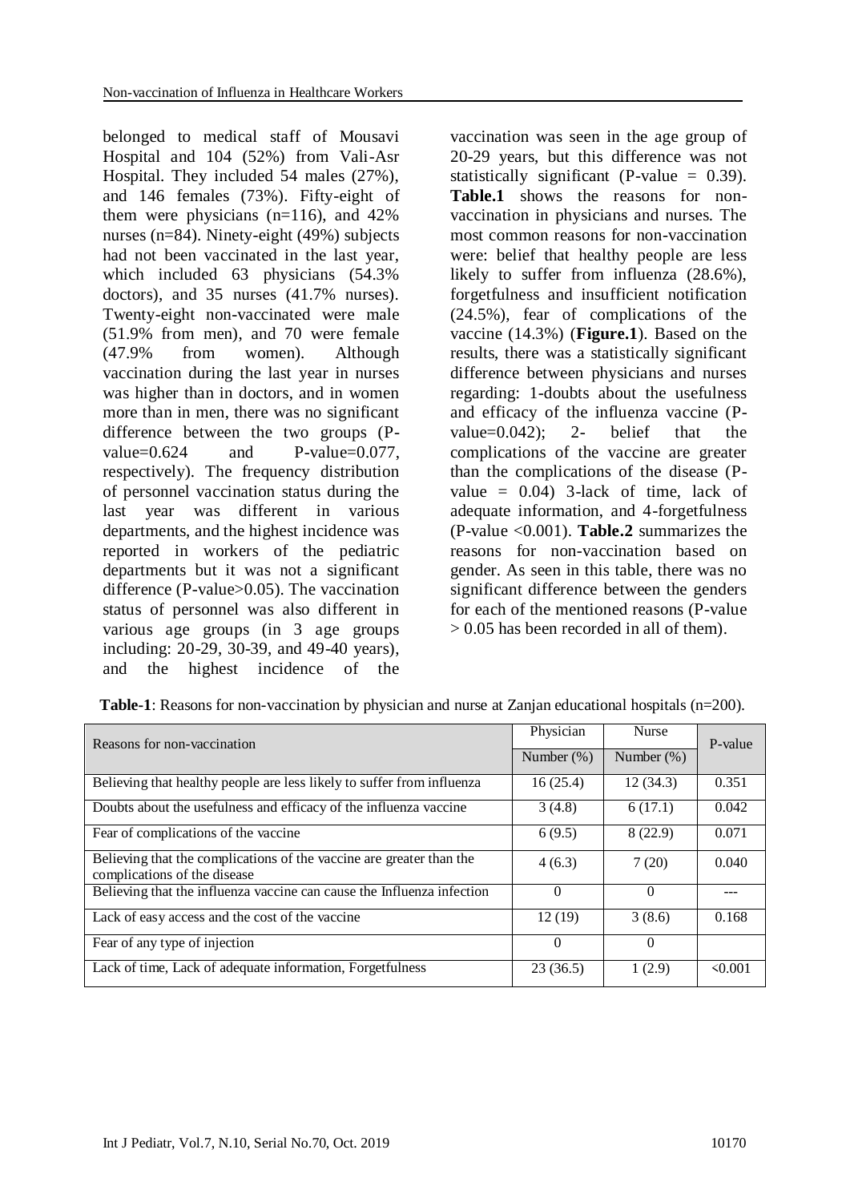belonged to medical staff of Mousavi Hospital and 104 (52%) from Vali-Asr Hospital. They included 54 males (27%), and 146 females (73%). Fifty-eight of them were physicians (n=116), and 42% nurses (n=84). Ninety-eight (49%) subjects had not been vaccinated in the last year, which included 63 physicians (54.3% doctors), and 35 nurses (41.7% nurses). Twenty-eight non-vaccinated were male (51.9% from men), and 70 were female (47.9% from women). Although vaccination during the last year in nurses was higher than in doctors, and in women more than in men, there was no significant difference between the two groups (P-value=0.624 and P-value=0.077, respectively). The frequency distribution of personnel vaccination status during the last year was different in various departments, and the highest incidence was reported in workers of the pediatric departments but it was not a significant difference (P-value>0.05). The vaccination status of personnel was also different in various age groups (in 3 age groups including: 20-29, 30-39, and 49-40 years), and the highest incidence of the vaccination was seen in the age group of 20-29 years, but this difference was not statistically significant (P-value = 0.39). **Table.1** shows the reasons for non-vaccination in physicians and nurses. The most common reasons for non-vaccination were: belief that healthy people are less likely to suffer from influenza (28.6%), forgetfulness and insufficient notification (24.5%), fear of complications of the vaccine (14.3%) (**Figure.1**). Based on the results, there was a statistically significant difference between physicians and nurses regarding: 1-doubts about the usefulness and efficacy of the influenza vaccine (P-value=0.042); 2- belief that the complications of the vaccine are greater than the complications of the disease (P-value = 0.04) 3-lack of time, lack of adequate information, and 4-forgetfulness (P-value <0.001). **Table.2** summarizes the reasons for non-vaccination based on gender. As seen in this table, there was no significant difference between the genders for each of the mentioned reasons (P-value > 0.05 has been recorded in all of them).

**Table-1**: Reasons for non-vaccination by physician and nurse at Zanjan educational hospitals (n=200).

| Reasons for non-vaccination | Physician | Nurse | P-value |
|---|---|---|---|
| | Number (%) | Number (%) | |
| Believing that healthy people are less likely to suffer from influenza | 16 (25.4) | 12 (34.3) | 0.351 |
| Doubts about the usefulness and efficacy of the influenza vaccine | 3 (4.8) | 6 (17.1) | 0.042 |
| Fear of complications of the vaccine | 6 (9.5) | 8 (22.9) | 0.071 |
| Believing that the complications of the vaccine are greater than the complications of the disease | 4 (6.3) | 7 (20) | 0.040 |
| Believing that the influenza vaccine can cause the Influenza infection | 0 | 0 | --- |
| Lack of easy access and the cost of the vaccine | 12 (19) | 3 (8.6) | 0.168 |
| Fear of any type of injection | 0 | 0 | |
| Lack of time, Lack of adequate information, Forgetfulness | 23 (36.5) | 1 (2.9) | <0.001 |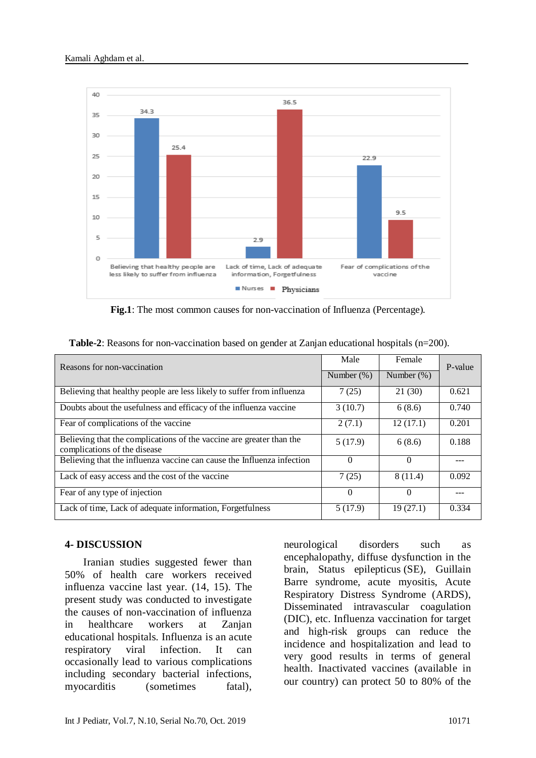**Fig.1**: The most common causes for non-vaccination of Influenza (Percentage).

**Table-2**: Reasons for non-vaccination based on gender at Zanjan educational hospitals (n=200).

| Reasons for non-vaccination | Male | Female | P-value |
|---|---|---|---|
| | Number (%) | Number (%) | |
| Believing that healthy people are less likely to suffer from influenza | 7 (25) | 21 (30) | 0.621 |
| Doubts about the usefulness and efficacy of the influenza vaccine | 3 (10.7) | 6 (8.6) | 0.740 |
| Fear of complications of the vaccine | 2 (7.1) | 12 (17.1) | 0.201 |
| Believing that the complications of the vaccine are greater than the complications of the disease | 5 (17.9) | 6 (8.6) | 0.188 |
| Believing that the influenza vaccine can cause the Influenza infection | 0 | 0 | --- |
| Lack of easy access and the cost of the vaccine | 7 (25) | 8 (11.4) | 0.092 |
| Fear of any type of injection | 0 | 0 | --- |
| Lack of time, Lack of adequate information, Forgetfulness | 5 (17.9) | 19 (27.1) | 0.334 |

## 4- DISCUSSION

Iranian studies suggested fewer than 50% of health care workers received influenza vaccine last year. (14, 15). The present study was conducted to investigate the causes of non-vaccination of influenza in healthcare workers at Zanjan educational hospitals. Influenza is an acute respiratory viral infection. It can occasionally lead to various complications including secondary bacterial infections, myocarditis (sometimes fatal), neurological disorders such as encephalopathy, diffuse dysfunction in the brain, Status epilepticus (SE), Guillain Barre syndrome, acute myositis, Acute Respiratory Distress Syndrome (ARDS), Disseminated intravascular coagulation (DIC), etc. Influenza vaccination for target and high-risk groups can reduce the incidence and hospitalization and lead to very good results in terms of general health. Inactivated vaccines (available in our country) can protect 50 to 80% of the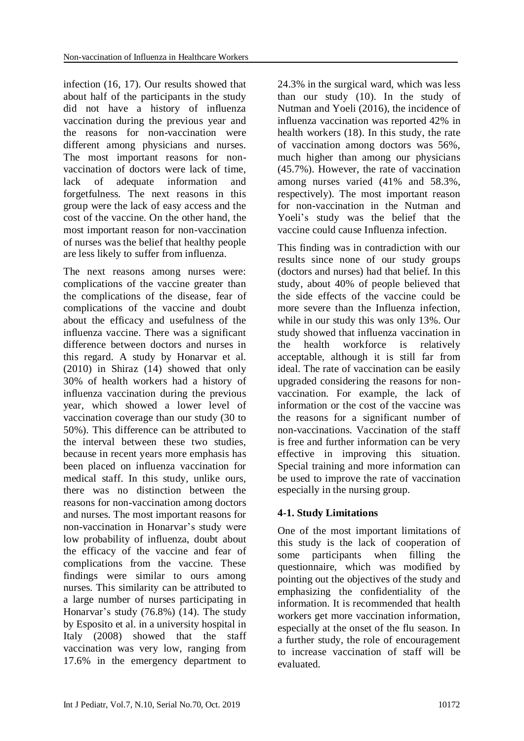infection (16, 17). Our results showed that about half of the participants in the study did not have a history of influenza vaccination during the previous year and the reasons for non-vaccination were different among physicians and nurses. The most important reasons for non-vaccination of doctors were lack of time, lack of adequate information and forgetfulness. The next reasons in this group were the lack of easy access and the cost of the vaccine. On the other hand, the most important reason for non-vaccination of nurses was the belief that healthy people are less likely to suffer from influenza.

The next reasons among nurses were: complications of the vaccine greater than the complications of the disease, fear of complications of the vaccine and doubt about the efficacy and usefulness of the influenza vaccine. There was a significant difference between doctors and nurses in this regard. A study by Honarvar et al. (2010) in Shiraz (14) showed that only 30% of health workers had a history of influenza vaccination during the previous year, which showed a lower level of vaccination coverage than our study (30 to 50%). This difference can be attributed to the interval between these two studies, because in recent years more emphasis has been placed on influenza vaccination for medical staff. In this study, unlike ours, there was no distinction between the reasons for non-vaccination among doctors and nurses. The most important reasons for non-vaccination in Honarvar's study were low probability of influenza, doubt about the efficacy of the vaccine and fear of complications from the vaccine. These findings were similar to ours among nurses. This similarity can be attributed to a large number of nurses participating in Honarvar's study (76.8%) (14). The study by Esposito et al. in a university hospital in Italy (2008) showed that the staff vaccination was very low, ranging from 17.6% in the emergency department to 24.3% in the surgical ward, which was less than our study (10). In the study of Nutman and Yoeli (2016), the incidence of influenza vaccination was reported 42% in health workers (18). In this study, the rate of vaccination among doctors was 56%, much higher than among our physicians (45.7%). However, the rate of vaccination among nurses varied (41% and 58.3%, respectively). The most important reason for non-vaccination in the Nutman and Yoeli's study was the belief that the vaccine could cause Influenza infection.

This finding was in contradiction with our results since none of our study groups (doctors and nurses) had that belief. In this study, about 40% of people believed that the side effects of the vaccine could be more severe than the Influenza infection, while in our study this was only 13%. Our study showed that influenza vaccination in the health workforce is relatively acceptable, although it is still far from ideal. The rate of vaccination can be easily upgraded considering the reasons for non-vaccination. For example, the lack of information or the cost of the vaccine was the reasons for a significant number of non-vaccinations. Vaccination of the staff is free and further information can be very effective in improving this situation. Special training and more information can be used to improve the rate of vaccination especially in the nursing group.

### 4-1. Study Limitations

One of the most important limitations of this study is the lack of cooperation of some participants when filling the questionnaire, which was modified by pointing out the objectives of the study and emphasizing the confidentiality of the information. It is recommended that health workers get more vaccination information, especially at the onset of the flu season. In a further study, the role of encouragement to increase vaccination of staff will be evaluated.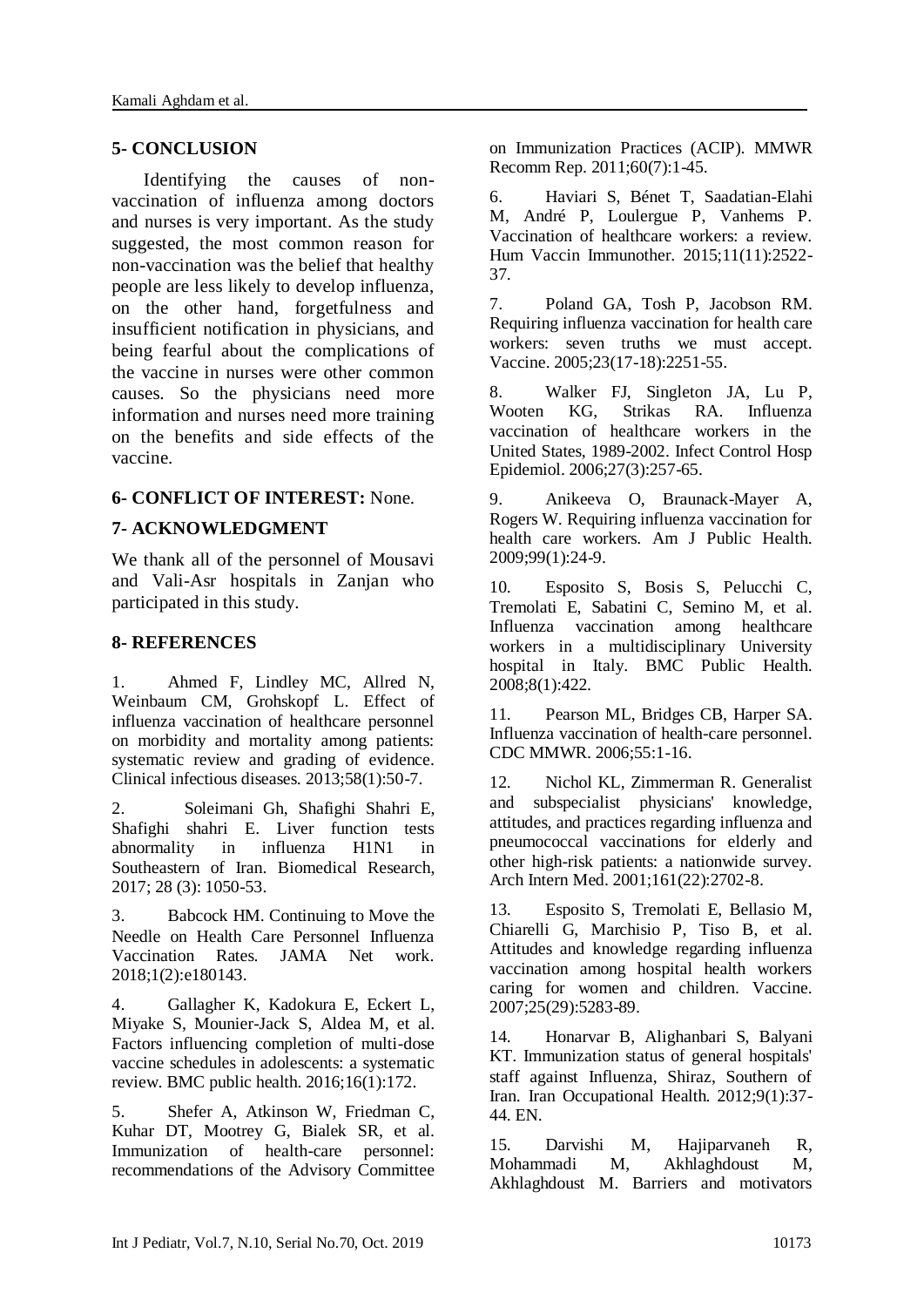## 5- CONCLUSION

Identifying the causes of non-vaccination of influenza among doctors and nurses is very important. As the study suggested, the most common reason for non-vaccination was the belief that healthy people are less likely to develop influenza, on the other hand, forgetfulness and insufficient notification in physicians, and being fearful about the complications of the vaccine in nurses were other common causes. So the physicians need more information and nurses need more training on the benefits and side effects of the vaccine.

## 6- CONFLICT OF INTEREST: None.

## 7- ACKNOWLEDGMENT

We thank all of the personnel of Mousavi and Vali-Asr hospitals in Zanjan who participated in this study.

## 8- REFERENCES

1. Ahmed F, Lindley MC, Allred N, Weinbaum CM, Grohskopf L. Effect of influenza vaccination of healthcare personnel on morbidity and mortality among patients: systematic review and grading of evidence. Clinical infectious diseases. 2013;58(1):50-7.

2. Soleimani Gh, Shafighi Shahri E, Shafighi shahri E. Liver function tests abnormality in influenza H1N1 in Southeastern of Iran. Biomedical Research, 2017; 28 (3): 1050-53.

3. Babcock HM. Continuing to Move the Needle on Health Care Personnel Influenza Vaccination Rates. JAMA Net work. 2018;1(2):e180143.

4. Gallagher K, Kadokura E, Eckert L, Miyake S, Mounier-Jack S, Aldea M, et al. Factors influencing completion of multi-dose vaccine schedules in adolescents: a systematic review. BMC public health. 2016;16(1):172.

5. Shefer A, Atkinson W, Friedman C, Kuhar DT, Mootrey G, Bialek SR, et al. Immunization of health-care personnel: recommendations of the Advisory Committee on Immunization Practices (ACIP). MMWR Recomm Rep. 2011;60(7):1-45.

6. Haviari S, Bénet T, Saadatian-Elahi M, André P, Loulergue P, Vanhems P. Vaccination of healthcare workers: a review. Hum Vaccin Immunother. 2015;11(11):2522-37.

7. Poland GA, Tosh P, Jacobson RM. Requiring influenza vaccination for health care workers: seven truths we must accept. Vaccine. 2005;23(17-18):2251-55.

8. Walker FJ, Singleton JA, Lu P, Wooten KG, Strikas RA. Influenza vaccination of healthcare workers in the United States, 1989-2002. Infect Control Hosp Epidemiol. 2006;27(3):257-65.

9. Anikeeva O, Braunack-Mayer A, Rogers W. Requiring influenza vaccination for health care workers. Am J Public Health. 2009;99(1):24-9.

10. Esposito S, Bosis S, Pelucchi C, Tremolati E, Sabatini C, Semino M, et al. Influenza vaccination among healthcare workers in a multidisciplinary University hospital in Italy. BMC Public Health. 2008;8(1):422.

11. Pearson ML, Bridges CB, Harper SA. Influenza vaccination of health-care personnel. CDC MMWR. 2006;55:1-16.

12. Nichol KL, Zimmerman R. Generalist and subspecialist physicians' knowledge, attitudes, and practices regarding influenza and pneumococcal vaccinations for elderly and other high-risk patients: a nationwide survey. Arch Intern Med. 2001;161(22):2702-8.

13. Esposito S, Tremolati E, Bellasio M, Chiarelli G, Marchisio P, Tiso B, et al. Attitudes and knowledge regarding influenza vaccination among hospital health workers caring for women and children. Vaccine. 2007;25(29):5283-89.

14. Honarvar B, Alighanbari S, Balyani KT. Immunization status of general hospitals' staff against Influenza, Shiraz, Southern of Iran. Iran Occupational Health. 2012;9(1):37-44. EN.

15. Darvishi M, Hajiparvaneh R, Mohammadi M, Akhlaghdoust M, Akhlaghdoust M. Barriers and motivators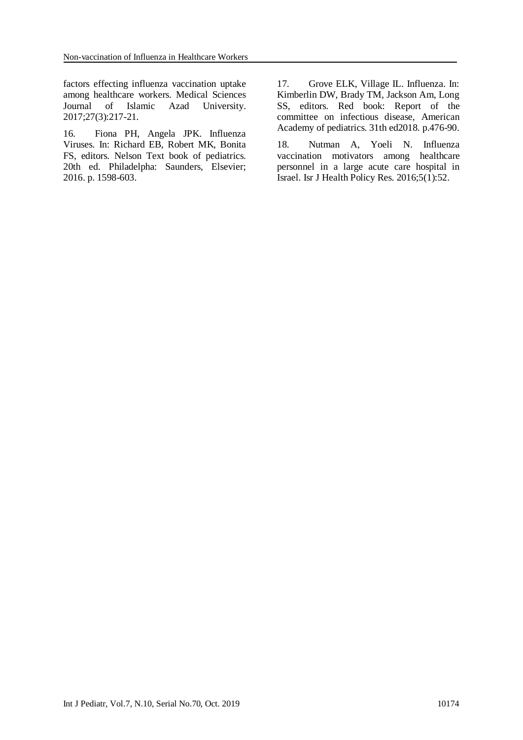factors effecting influenza vaccination uptake among healthcare workers. Medical Sciences Journal of Islamic Azad University. 2017;27(3):217-21.

16. Fiona PH, Angela JPK. Influenza Viruses. In: Richard EB, Robert MK, Bonita FS, editors. Nelson Text book of pediatrics. 20th ed. Philadelpha: Saunders, Elsevier; 2016. p. 1598-603.

17. Grove ELK, Village IL. Influenza. In: Kimberlin DW, Brady TM, Jackson Am, Long SS, editors. Red book: Report of the committee on infectious disease, American Academy of pediatrics. 31th ed2018. p.476-90.

18. Nutman A, Yoeli N. Influenza vaccination motivators among healthcare personnel in a large acute care hospital in Israel. Isr J Health Policy Res. 2016;5(1):52.